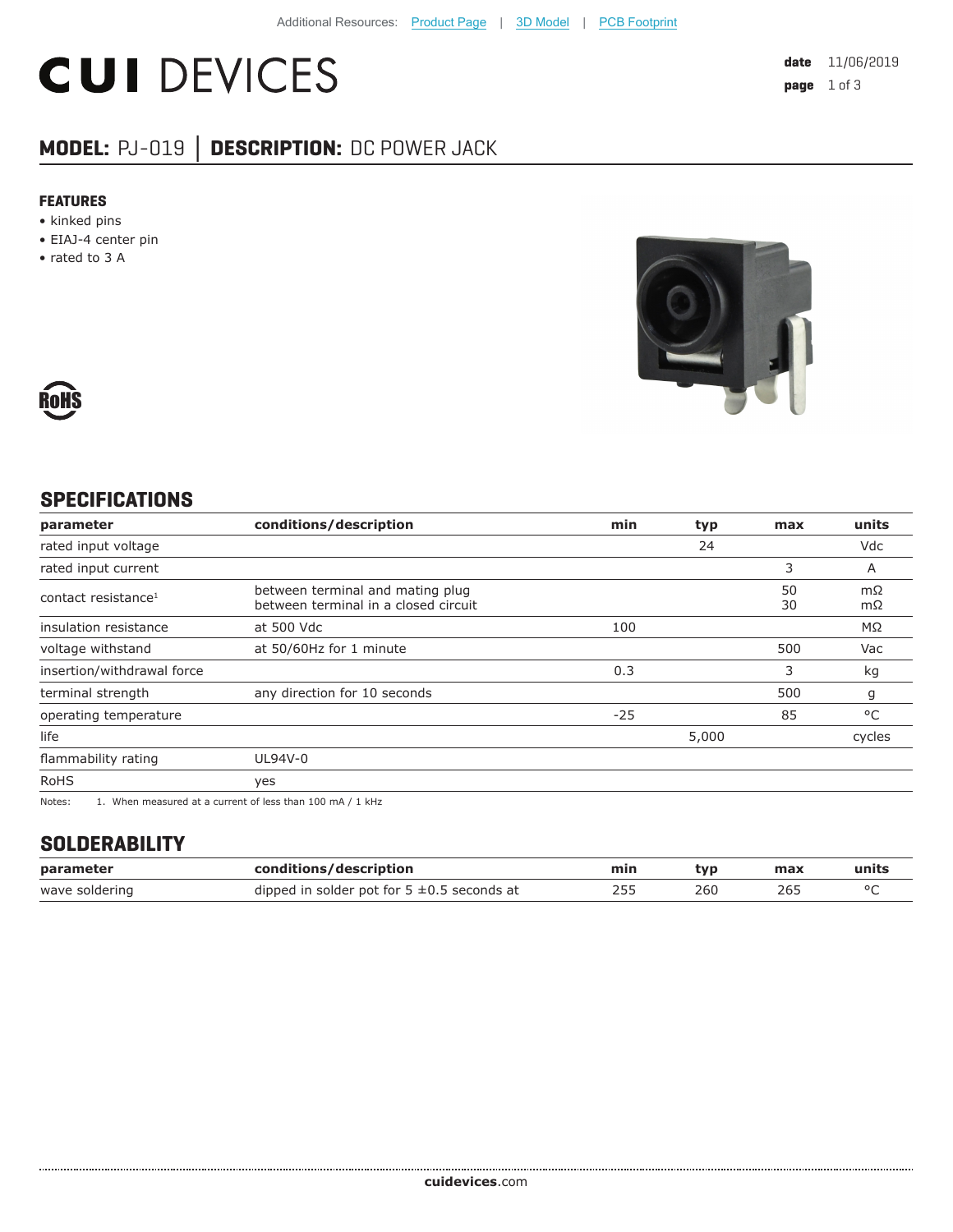Additional Resources: Product Page | 3D Model | PCB Footprint

# CUI DEVICES

date 11/06/2019

## MODEL: PJ-019 | DESCRIPTION: DC POWER JACK

### FEATURES

- kinked pins
- EIAJ-4 center pin
- rated to 3 A

RoHS

## SPECIFICATIONS

| parameter | conditions/description | min | typ | max | units |
|---|---|---|---|---|---|
| rated input voltage | | | 24 | | Vdc |
| rated input current | | | | 3 | A |
| contact resistance[1] | between terminal and mating plug<br>between terminal in a closed circuit | | | 50<br>30 | mΩ<br>mΩ |
| insulation resistance | at 500 Vdc | 100 | | | MΩ |
| voltage withstand | at 50/60Hz for 1 minute | | | 500 | Vac |
| insertion/withdrawal force | | 0.3 | | 3 | kg |
| terminal strength | any direction for 10 seconds | | | 500 | g |
| operating temperature | | -25 | | 85 | °C |
| life | | | 5,000 | | cycles |
| flammability rating | UL94V-0 | | | | |
| RoHS | yes | | | | |

Notes: 1. When measured at a current of less than 100 mA / 1 kHz

## SOLDERABILITY

| parameter | conditions/description | min | typ | max | units |
|---|---|---|---|---|---|
| wave soldering | dipped in solder pot for 5 ±0.5 seconds at | 255 | 260 | 265 | °C |

cuidevices.com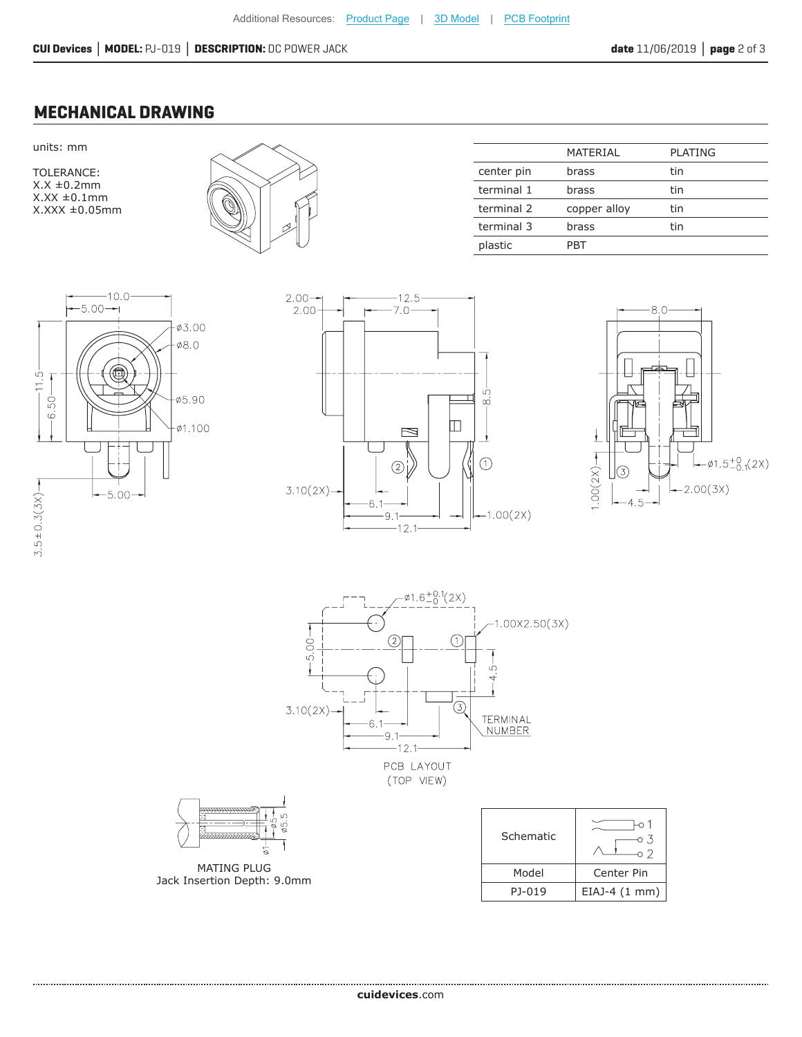## MECHANICAL DRAWING

units: mm

TOLERANCE:
X.X ±0.2mm
X.XX ±0.1mm
X.XXX ±0.05mm

| | MATERIAL | PLATING |
|---|---|---|
| center pin | brass | tin |
| terminal 1 | brass | tin |
| terminal 2 | copper alloy | tin |
| terminal 3 | brass | tin |
| plastic | PBT | |

PCB LAYOUT
(TOP VIEW)

MATING PLUG
Jack Insertion Depth: 9.0mm

| Schematic | |
|---|---|
| Model | Center Pin |
| PJ-019 | EIAJ-4 (1 mm) |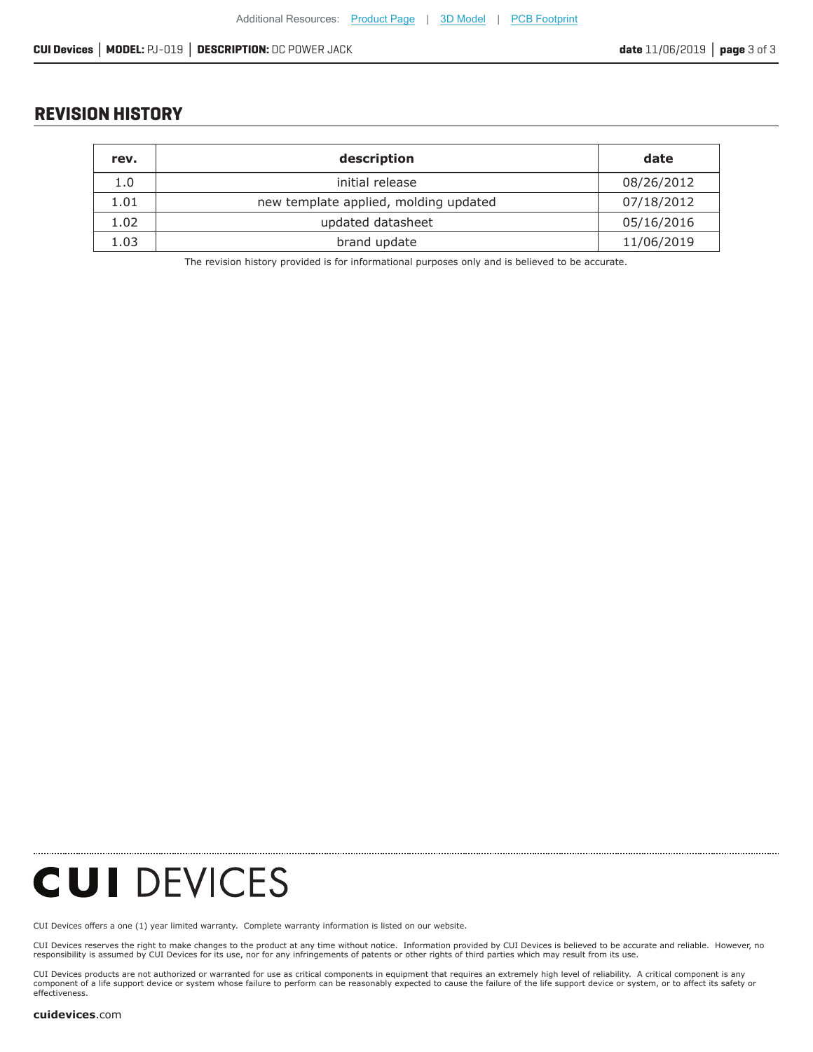## REVISION HISTORY

| rev. | description | date |
|---|---|---|
| 1.0 | initial release | 08/26/2012 |
| 1.01 | new template applied, molding updated | 07/18/2012 |
| 1.02 | updated datasheet | 05/16/2016 |
| 1.03 | brand update | 11/06/2019 |

The revision history provided is for informational purposes only and is believed to be accurate.

CUI DEVICES

CUI Devices offers a one (1) year limited warranty. Complete warranty information is listed on our website.

CUI Devices reserves the right to make changes to the product at any time without notice. Information provided by CUI Devices is believed to be accurate and reliable. However, no responsibility is assumed by CUI Devices for its use, nor for any infringements of patents or other rights of third parties which may result from its use.

CUI Devices products are not authorized or warranted for use as critical components in equipment that requires an extremely high level of reliability. A critical component is any component of a life support device or system whose failure to perform can be reasonably expected to cause the failure of the life support device or system, or to affect its safety or effectiveness.

**cuidevices**.com